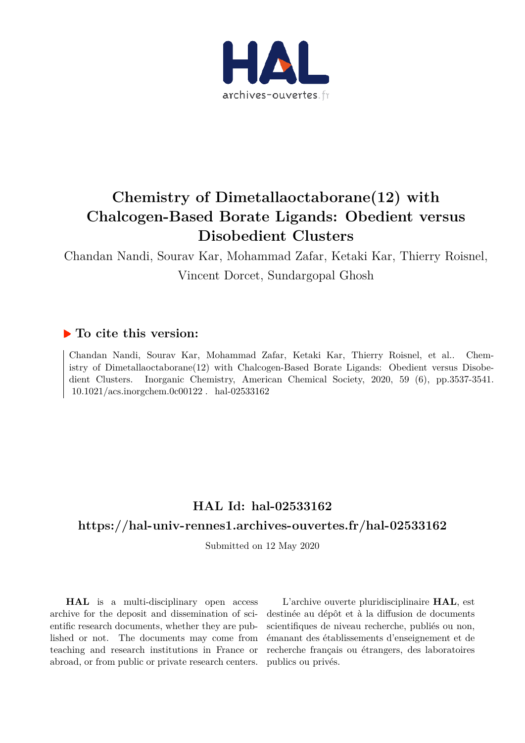# Chemistry of Dimetallaoctaborane(12) with Chalcogen-Based Borate Ligands: Obedient versus Disobedient Clusters

Chandan Nandi, Sourav Kar, Mohammad Zafar, Ketaki Kar, Thierry Roisnel, Vincent Dorcet, Sundargopal Ghosh

## To cite this version:

Chandan Nandi, Sourav Kar, Mohammad Zafar, Ketaki Kar, Thierry Roisnel, et al.. Chemistry of Dimetallaoctaborane(12) with Chalcogen-Based Borate Ligands: Obedient versus Disobedient Clusters. Inorganic Chemistry, American Chemical Society, 2020, 59 (6), pp.3537-3541. 10.1021/acs.inorgchem.0c00122. hal-02533162

## HAL Id: hal-02533162

## https://hal-univ-rennes1.archives-ouvertes.fr/hal-02533162

Submitted on 12 May 2020

**HAL** is a multi-disciplinary open access archive for the deposit and dissemination of scientific research documents, whether they are published or not. The documents may come from teaching and research institutions in France or abroad, or from public or private research centers.

L'archive ouverte pluridisciplinaire **HAL**, est destinée au dépôt et à la diffusion de documents scientifiques de niveau recherche, publiés ou non, émanant des établissements d'enseignement et de recherche français ou étrangers, des laboratoires publics ou privés.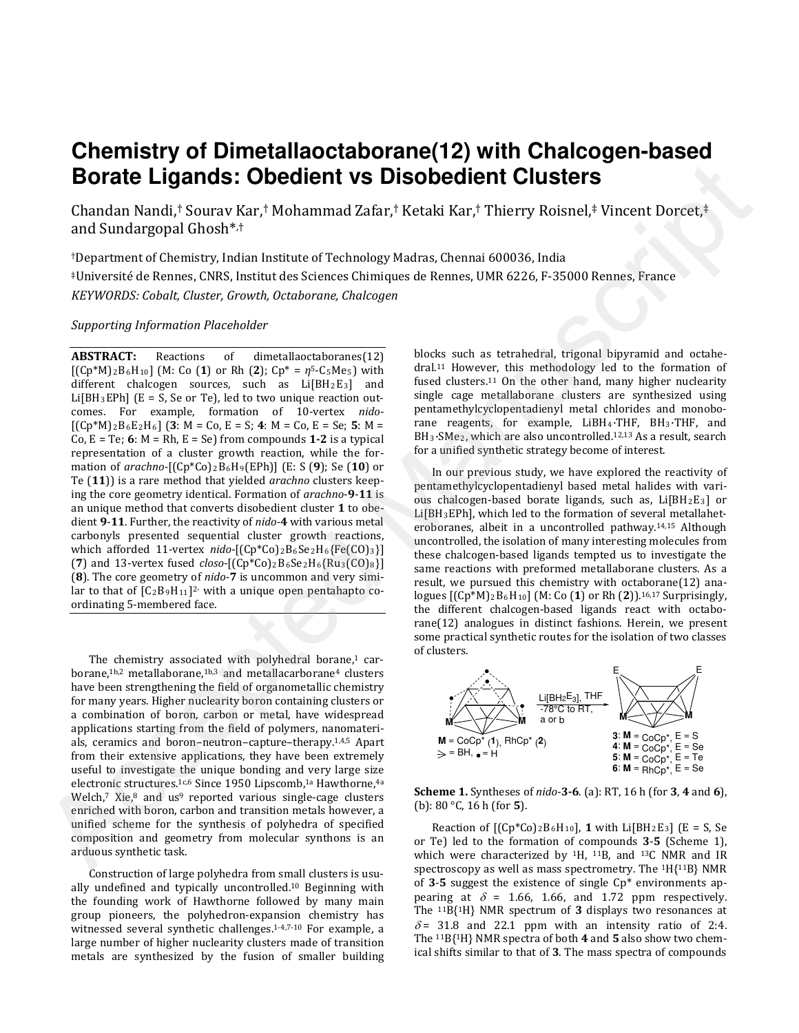# Chemistry of Dimetallaoctaborane(12) with Chalcogen-based Borate Ligands: Obedient vs Disobedient Clusters

Chandan Nandi,† Sourav Kar,† Mohammad Zafar,† Ketaki Kar,† Thierry Roisnel,‡ Vincent Dorcet,‡ and Sundargopal Ghosh*,†

†Department of Chemistry, Indian Institute of Technology Madras, Chennai 600036, India

‡Université de Rennes, CNRS, Institut des Sciences Chimiques de Rennes, UMR 6226, F-35000 Rennes, France

*KEYWORDS: Cobalt, Cluster, Growth, Octaborane, Chalcogen*

*Supporting Information Placeholder*

**ABSTRACT:** Reactions of dimetallaoctaboranes(12) $[(Cp^*M)_2B_6H_{10}]$ (M: Co (**1**) or Rh (**2**); Cp* = $\eta^5$-$C_5Me_5$) with different chalcogen sources, such as $Li[BH_2E_3]$ and $Li[BH_3EPh]$ (E = S, Se or Te), led to two unique reaction outcomes. For example, formation of 10-vertex *nido*-$[(Cp^*M)_2B_6E_2H_6]$ (**3**: M = Co, E = S; **4**: M = Co, E = Se; **5**: M = Co, E = Te; **6**: M = Rh, E = Se) from compounds **1**-**2** is a typical representation of a cluster growth reaction, while the formation of *arachno*-$[(Cp^*Co)_2B_6H_9(EPh)]$ (E: S (**9**); Se (**10**) or Te (**11**)) is a rare method that yielded *arachno* clusters keeping the core geometry identical. Formation of *arachno*-**9**-**11** is an unique method that converts disobedient cluster **1** to obedient **9**-**11**. Further, the reactivity of *nido*-**4** with various metal carbonyls presented sequential cluster growth reactions, which afforded 11-vertex *nido*-$[(Cp^*Co)_2B_6Se_2H_6\{Fe(CO)_3\}]$ (**7**) and 13-vertex fused *closo*-$[(Cp^*Co)_2B_6Se_2H_6\{Ru_3(CO)_8\}]$ (**8**). The core geometry of *nido*-**7** is uncommon and very similar to that of $[C_2B_9H_{11}]^{2-}$ with a unique open pentahapto coordinating 5-membered face.

The chemistry associated with polyhedral borane,[1] carborane,[1b,2] metallaborane,[1b,3] and metallacarborane[4] clusters have been strengthening the field of organometallic chemistry for many years. Higher nuclearity boron containing clusters or a combination of boron, carbon or metal, have widespread applications starting from the field of polymers, nanomaterials, ceramics and boron–neutron–capture–therapy.[1,4,5] Apart from their extensive applications, they have been extremely useful to investigate the unique bonding and very large size electronic structures.[1c,6] Since 1950 Lipscomb,[1a] Hawthorne,[4a] Welch,[7] Xie,[8] and us[9] reported various single-cage clusters enriched with boron, carbon and transition metals however, a unified scheme for the synthesis of polyhedra of specified composition and geometry from molecular synthons is an arduous synthetic task.

Construction of large polyhedra from small clusters is usually undefined and typically uncontrolled.[10] Beginning with the founding work of Hawthorne followed by many main group pioneers, the polyhedron-expansion chemistry has witnessed several synthetic challenges.[1-4,7-10] For example, a large number of higher nuclearity clusters made of transition metals are synthesized by the fusion of smaller building blocks such as tetrahedral, trigonal bipyramid and octahedral.[11] However, this methodology led to the formation of fused clusters.[11] On the other hand, many higher nuclearity single cage metallaborane clusters are synthesized using pentamethylcyclopentadienyl metal chlorides and monoborane reagents, for example, $LiBH_4$·THF, $BH_3$·THF, and $BH_3$·$SMe_2$, which are also uncontrolled.[12,13] As a result, search for a unified synthetic strategy become of interest.

In our previous study, we have explored the reactivity of pentamethylcyclopentadienyl based metal halides with various chalcogen-based borate ligands, such as, $Li[BH_2E_3]$ or $Li[BH_3EPh]$, which led to the formation of several metallaheteroboranes, albeit in a uncontrolled pathway.[14,15] Although uncontrolled, the isolation of many interesting molecules from these chalcogen-based ligands tempted us to investigate the same reactions with preformed metallaborane clusters. As a result, we pursued this chemistry with octaborane(12) analogues $[(Cp^*M)_2B_6H_{10}]$ (M: Co (**1**) or Rh (**2**)).[16,17] Surprisingly, the different chalcogen-based ligands react with octaborane(12) analogues in distinct fashions. Herein, we present some practical synthetic routes for the isolation of two classes of clusters.

**Scheme 1.** Syntheses of *nido*-**3**-**6**. (a): RT, 16 h (for **3**, **4** and **6**), (b): 80 °C, 16 h (for **5**).

Reaction of $[(Cp^*Co)_2B_6H_{10}]$, **1** with $Li[BH_2E_3]$ (E = S, Se or Te) led to the formation of compounds **3**-**5** (Scheme 1), which were characterized by $^1$H, $^{11}$B, and $^{13}$C NMR and IR spectroscopy as well as mass spectrometry. The $^1H\{^{11}B\}$ NMR of **3**-**5** suggest the existence of single Cp* environments appearing at $\delta$ = 1.66, 1.66, and 1.72 ppm respectively. The $^{11}B\{^1H\}$ NMR spectrum of **3** displays two resonances at $\delta$ = 31.8 and 22.1 ppm with an intensity ratio of 2:4. The $^{11}B\{^1H\}$ NMR spectra of both **4** and **5** also show two chemical shifts similar to that of **3**. The mass spectra of compounds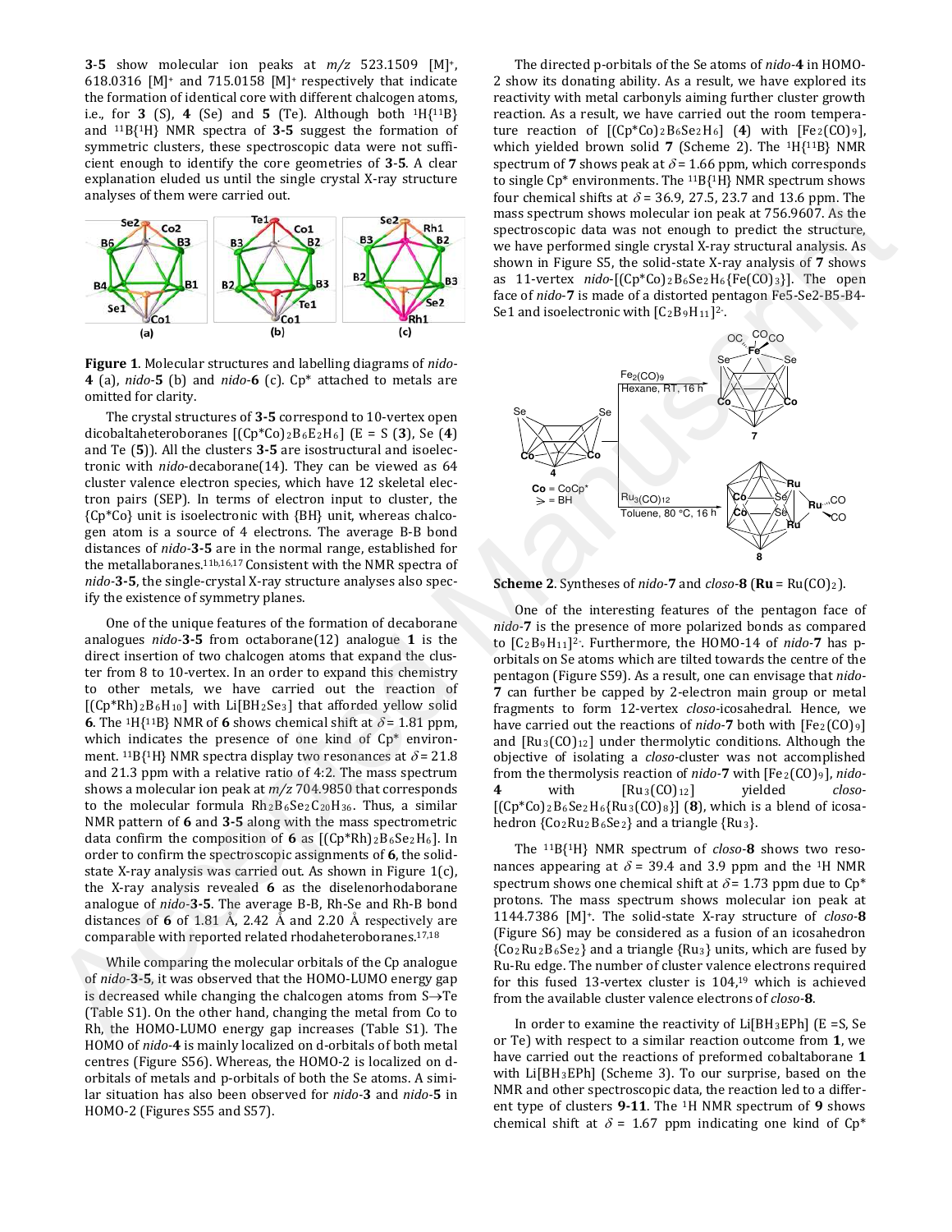**3-5** show molecular ion peaks at *m/z* 523.1509 $[M]^+$, 618.0316 $[M]^+$ and 715.0158 $[M]^+$ respectively that indicate the formation of identical core with different chalcogen atoms, i.e., for **3** (S), **4** (Se) and **5** (Te). Although both $^1H\{^{11}B\}$ and $^{11}B\{^1H\}$ NMR spectra of **3-5** suggest the formation of symmetric clusters, these spectroscopic data were not sufficient enough to identify the core geometries of **3-5**. A clear explanation eluded us until the single crystal X-ray structure analyses of them were carried out.

**Figure 1**. Molecular structures and labelling diagrams of *nido*-**4** (a), *nido*-**5** (b) and *nido*-**6** (c). Cp* attached to metals are omitted for clarity.

The crystal structures of **3-5** correspond to 10-vertex open dicobaltaheteroboranes $[(Cp^*Co)_2B_6E_2H_6]$ (E = S (**3**), Se (**4**) and Te (**5**)). All the clusters **3-5** are isostructural and isoelectronic with *nido*-decaborane(14). They can be viewed as 64 cluster valence electron species, which have 12 skeletal electron pairs (SEP). In terms of electron input to cluster, the {Cp*Co} unit is isoelectronic with {BH} unit, whereas chalcogen atom is a source of 4 electrons. The average B-B bond distances of *nido*-**3-5** are in the normal range, established for the metallaboranes.[11b,16,17] Consistent with the NMR spectra of *nido*-**3-5**, the single-crystal X-ray structure analyses also specify the existence of symmetry planes.

One of the unique features of the formation of decaborane analogues *nido*-**3-5** from octaborane(12) analogue **1** is the direct insertion of two chalcogen atoms that expand the cluster from 8 to 10-vertex. In an order to expand this chemistry to other metals, we have carried out the reaction of $[(Cp^*Rh)_2B_6H_{10}]$ with $Li[BH_2Se_3]$ that afforded yellow solid **6**. The $^1H\{^{11}B\}$ NMR of **6** shows chemical shift at $\delta$ = 1.81 ppm, which indicates the presence of one kind of Cp* environment. $^{11}B\{^1H\}$ NMR spectra display two resonances at $\delta$ = 21.8 and 21.3 ppm with a relative ratio of 4:2. The mass spectrum shows a molecular ion peak at *m/z* 704.9850 that corresponds to the molecular formula $Rh_2B_6Se_2C_{20}H_{36}$. Thus, a similar NMR pattern of **6** and **3-5** along with the mass spectrometric data confirm the composition of **6** as $[(Cp^*Rh)_2B_6Se_2H_6]$. In order to confirm the spectroscopic assignments of **6**, the solid-state X-ray analysis was carried out. As shown in Figure 1(c), the X-ray analysis revealed **6** as the diselenorhodaborane analogue of *nido*-**3-5**. The average B-B, Rh-Se and Rh-B bond distances of **6** of 1.81 Å, 2.42 Å and 2.20 Å respectively are comparable with reported related rhodaheteroboranes.[17,18]

While comparing the molecular orbitals of the Cp analogue of *nido*-**3-5**, it was observed that the HOMO-LUMO energy gap is decreased while changing the chalcogen atoms from S→Te (Table S1). On the other hand, changing the metal from Co to Rh, the HOMO-LUMO energy gap increases (Table S1). The HOMO of *nido*-**4** is mainly localized on d-orbitals of both metal centres (Figure S56). Whereas, the HOMO-2 is localized on d-orbitals of metals and p-orbitals of both the Se atoms. A similar situation has also been observed for *nido*-**3** and *nido*-**5** in HOMO-2 (Figures S55 and S57).

The directed p-orbitals of the Se atoms of *nido*-**4** in HOMO-2 show its donating ability. As a result, we have explored its reactivity with metal carbonyls aiming further cluster growth reaction. As a result, we have carried out the room temperature reaction of $[(Cp^*Co)_2B_6Se_2H_6]$ (**4**) with $[Fe_2(CO)_9]$, which yielded brown solid **7** (Scheme 2). The $^1H\{^{11}B\}$ NMR spectrum of **7** shows peak at $\delta$ = 1.66 ppm, which corresponds to single Cp* environments. The $^{11}B\{^1H\}$ NMR spectrum shows four chemical shifts at $\delta$ = 36.9, 27.5, 23.7 and 13.6 ppm. The mass spectrum shows molecular ion peak at 756.9607. As the spectroscopic data was not enough to predict the structure, we have performed single crystal X-ray structural analysis. As shown in Figure S5, the solid-state X-ray analysis of **7** shows as 11-vertex *nido*-$[(Cp^*Co)_2B_6Se_2H_6\{Fe(CO)_3\}]$. The open face of *nido*-**7** is made of a distorted pentagon Fe5-Se2-B5-B4-Se1 and isoelectronic with $[C_2B_9H_{11}]^{2-}$.

**Scheme 2**. Syntheses of *nido*-**7** and *closo*-**8** (**Ru** = $Ru(CO)_2$).

One of the interesting features of the pentagon face of *nido*-**7** is the presence of more polarized bonds as compared to $[C_2B_9H_{11}]^{2-}$. Furthermore, the HOMO-14 of *nido*-**7** has p-orbitals on Se atoms which are tilted towards the centre of the pentagon (Figure S59). As a result, one can envisage that *nido*-**7** can further be capped by 2-electron main group or metal fragments to form 12-vertex *closo*-icosahedral. Hence, we have carried out the reactions of *nido*-**7** both with $[Fe_2(CO)_9]$ and $[Ru_3(CO)_{12}]$ under thermolytic conditions. Although the objective of isolating a *closo*-cluster was not accomplished from the thermolysis reaction of *nido*-**7** with $[Fe_2(CO)_9]$, *nido*-**4** with $[Ru_3(CO)_{12}]$ yielded *closo*-$[(Cp^*Co)_2B_6Se_2H_6\{Ru_3(CO)_8\}]$ (**8**), which is a blend of icosahedron $\{Co_2Ru_2B_6Se_2\}$ and a triangle $\{Ru_3\}$.

The $^{11}B\{^1H\}$ NMR spectrum of *closo*-**8** shows two resonances appearing at $\delta$ = 39.4 and 3.9 ppm and the $^1H$ NMR spectrum shows one chemical shift at $\delta$= 1.73 ppm due to Cp* protons. The mass spectrum shows molecular ion peak at 1144.7386 $[M]^+$. The solid-state X-ray structure of *closo*-**8** (Figure S6) may be considered as a fusion of an icosahedron $\{Co_2Ru_2B_6Se_2\}$ and a triangle $\{Ru_3\}$ units, which are fused by Ru-Ru edge. The number of cluster valence electrons required for this fused 13-vertex cluster is 104,[19] which is achieved from the available cluster valence electrons of *closo*-**8**.

In order to examine the reactivity of $Li[BH_3EPh]$ (E =S, Se or Te) with respect to a similar reaction outcome from **1**, we have carried out the reactions of preformed cobaltaborane **1** with $Li[BH_3EPh]$ (Scheme 3). To our surprise, based on the NMR and other spectroscopic data, the reaction led to a different type of clusters **9-11**. The $^1H$ NMR spectrum of **9** shows chemical shift at $\delta$ = 1.67 ppm indicating one kind of Cp*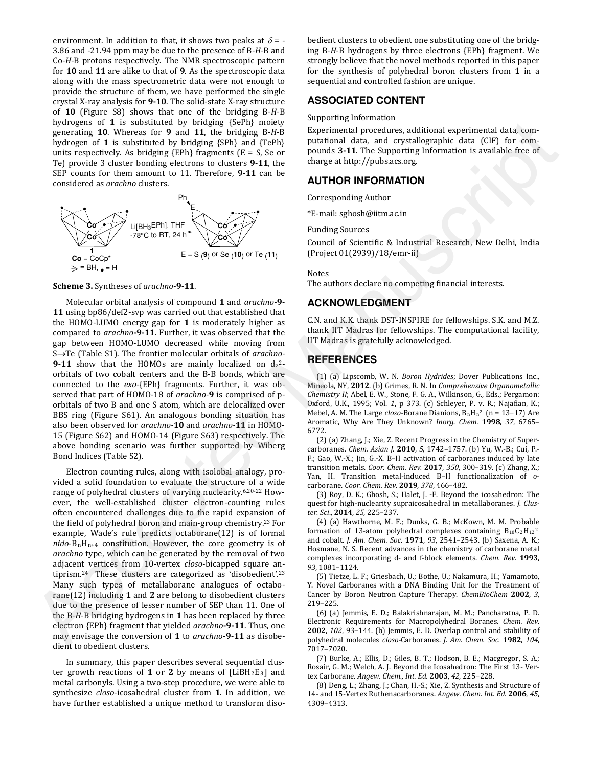environment. In addition to that, it shows two peaks at $\delta$ = -3.86 and -21.94 ppm may be due to the presence of B-*H*-B and Co-*H*-B protons respectively. The NMR spectroscopic pattern for **10** and **11** are alike to that of **9**. As the spectroscopic data along with the mass spectrometric data were not enough to provide the structure of them, we have performed the single crystal X-ray analysis for **9-10**. The solid-state X-ray structure of **10** (Figure S8) shows that one of the bridging B-*H*-B hydrogens of **1** is substituted by bridging {SePh} moiety generating **10**. Whereas for **9** and **11**, the bridging B-*H*-B hydrogen of **1** is substituted by bridging {SPh} and {TePh} units respectively. As bridging {EPh} fragments (E = S, Se or Te) provide 3 cluster bonding electrons to clusters **9-11**, the SEP counts for them amount to 11. Therefore, **9-11** can be considered as *arachno* clusters.

**Scheme 3.** Syntheses of *arachno*-**9-11**.

Molecular orbital analysis of compound **1** and *arachno*-**9-11** using bp86/def2-svp was carried out that established that the HOMO-LUMO energy gap for **1** is moderately higher as compared to *arachno*-**9-11**. Further, it was observed that the gap between HOMO-LUMO decreased while moving from S→Te (Table S1). The frontier molecular orbitals of *arachno*-**9-11** show that the HOMOs are mainly localized on $d_{z^2}$-orbitals of two cobalt centers and the B-B bonds, which are connected to the *exo*-{EPh} fragments. Further, it was observed that part of HOMO-18 of *arachno*-**9** is comprised of p-orbitals of two B and one S atom, which are delocalized over BBS ring (Figure S61). An analogous bonding situation has also been observed for *arachno*-**10** and *arachno*-**11** in HOMO-15 (Figure S62) and HOMO-14 (Figure S63) respectively. The above bonding scenario was further supported by Wiberg Bond Indices (Table S2).

Electron counting rules, along with isolobal analogy, provided a solid foundation to evaluate the structure of a wide range of polyhedral clusters of varying nuclearity.[6,20-22] However, the well-established cluster electron-counting rules often encountered challenges due to the rapid expansion of the field of polyhedral boron and main-group chemistry.[23] For example, Wade's rule predicts octaborane(12) is of formal *nido*-$B_nH_{n+4}$ constitution. However, the core geometry is of *arachno* type, which can be generated by the removal of two adjacent vertices from 10-vertex *closo*-bicapped square antiprism.[24] These clusters are categorized as 'disobedient'.[23] Many such types of metallaborane analogues of octaborane(12) including **1** and **2** are belong to disobedient clusters due to the presence of lesser number of SEP than 11. One of the B-*H*-B bridging hydrogens in **1** has been replaced by three electron {EPh} fragment that yielded *arachno*-**9-11**. Thus, one may envisage the conversion of **1** to *arachno*-**9-11** as disobedient to obedient clusters.

In summary, this paper describes several sequential cluster growth reactions of **1** or **2** by means of [$LiBH_2E_3$] and metal carbonyls. Using a two-step procedure, we were able to synthesize *closo*-icosahedral cluster from **1**. In addition, we have further established a unique method to transform disobedient clusters to obedient one substituting one of the bridging B-*H*-B hydrogens by three electrons {EPh} fragment. We strongly believe that the novel methods reported in this paper for the synthesis of polyhedral boron clusters from **1** in a sequential and controlled fashion are unique.

## ASSOCIATED CONTENT

Supporting Information

Experimental procedures, additional experimental data, computational data, and crystallographic data (CIF) for compounds **3-11**. The Supporting Information is available free of charge at http://pubs.acs.org.

## AUTHOR INFORMATION

Corresponding Author

*E-mail: sghosh@iitm.ac.in

Funding Sources

Council of Scientific & Industrial Research, New Delhi, India (Project 01(2939)/18/emr-ii)

Notes

The authors declare no competing financial interests.

## ACKNOWLEDGMENT

C.N. and K.K. thank DST-INSPIRE for fellowships. S.K. and M.Z. thank IIT Madras for fellowships. The computational facility, IIT Madras is gratefully acknowledged.

## REFERENCES

(1) (a) Lipscomb, W. N. *Boron Hydrides*; Dover Publications Inc., Mineola, NY, **2012**. (b) Grimes, R. N. In *Comprehensive Organometallic Chemistry II*; Abel, E. W., Stone, F. G. A., Wilkinson, G., Eds.; Pergamon: Oxford, U.K., 1995; Vol. *1*, p 373. (c) Schleyer, P. v. R.; Najafian, K.; Mebel, A. M. The Large *closo*-Borane Dianions, $B_nH_n^{2-}$ (n = 13−17) Are Aromatic, Why Are They Unknown? *Inorg. Chem.* **1998**, *37*, 6765–6772.

(2) (a) Zhang, J.; Xie, Z. Recent Progress in the Chemistry of Supercarboranes. *Chem. Asian J.* **2010**, *5*, 1742–1757. (b) Yu, W.-B.; Cui, P.-F.; Gao, W.-X.; Jin, G.-X. B–H activation of carboranes induced by late transition metals. *Coor. Chem. Rev.* **2017**, *350*, 300–319. (c) Zhang, X.; Yan, H. Transition metal-induced B–H functionalization of *o*-carborane. *Coor. Chem. Rev.* **2019**, *378*, 466–482.

(3) Roy, D. K.; Ghosh, S.; Halet, J. -F. Beyond the icosahedron: The quest for high-nuclearity supraicosahedral in metallaboranes. *J. Cluster. Sci.*, **2014**, *25*, 225–237.

(4) (a) Hawthorne, M. F.; Dunks, G. B.; McKown, M. M. Probable formation of 13-atom polyhedral complexes containing $B_{10}C_2H_{12}^{2-}$ and cobalt. *J. Am. Chem. Soc.* **1971**, *93*, 2541–2543. (b) Saxena, A. K.; Hosmane, N. S. Recent advances in the chemistry of carborane metal complexes incorporating d- and f-block elements. *Chem. Rev.* **1993**, *93*, 1081–1124.

(5) Tietze, L. F.; Griesbach, U.; Bothe, U.; Nakamura, H.; Yamamoto, Y. Novel Carboranes with a DNA Binding Unit for the Treatment of Cancer by Boron Neutron Capture Therapy. *ChemBioChem* **2002**, *3*, 219–225.

(6) (a) Jemmis, E. D.; Balakrishnarajan, M. M.; Pancharatna, P. D. Electronic Requirements for Macropolyhedral Boranes. *Chem. Rev.* **2002**, *102*, 93–144. (b) Jemmis, E. D. Overlap control and stability of polyhedral molecules *closo*-Carboranes. *J. Am. Chem. Soc.* **1982**, *104*, 7017–7020.

(7) Burke, A.; Ellis, D.; Giles, B. T.; Hodson, B. E.; Macgregor, S. A.; Rosair, G. M.; Welch, A. J. Beyond the Icosahedron: The First 13- Vertex Carborane. *Angew. Chem., Int. Ed.* **2003**, *42*, 225–228.

(8) Deng, L.; Zhang, J.; Chan, H.-S.; Xie, Z. Synthesis and Structure of 14- and 15-Vertex Ruthenacarboranes. *Angew. Chem. Int. Ed.* **2006**, *45*, 4309–4313.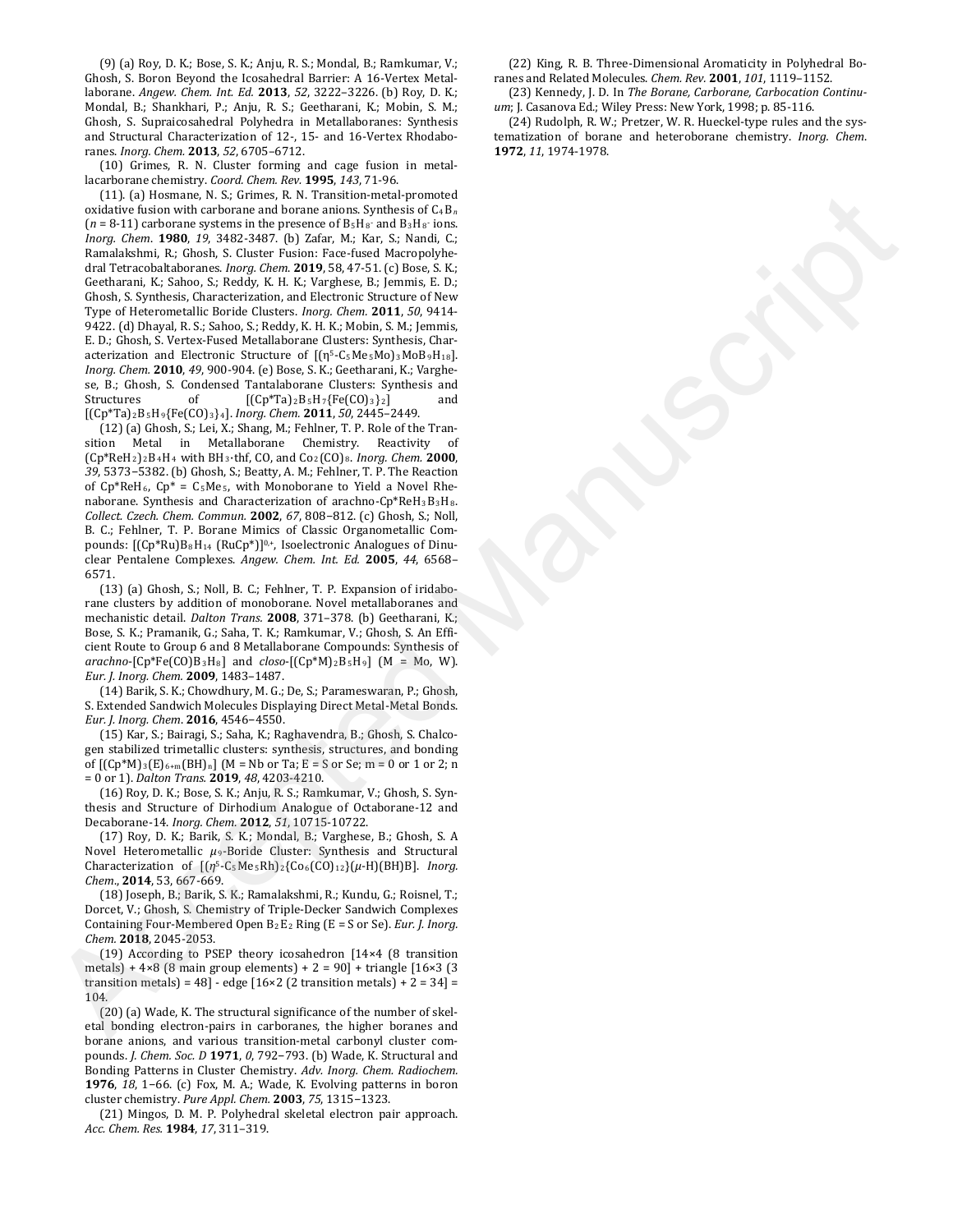(9) (a) Roy, D. K.; Bose, S. K.; Anju, R. S.; Mondal, B.; Ramkumar, V.; Ghosh, S. Boron Beyond the Icosahedral Barrier: A 16-Vertex Metallaborane. *Angew. Chem. Int. Ed.* **2013**, *52*, 3222–3226. (b) Roy, D. K.; Mondal, B.; Shankhari, P.; Anju, R. S.; Geetharani, K.; Mobin, S. M.; Ghosh, S. Supraicosahedral Polyhedra in Metallaboranes: Synthesis and Structural Characterization of 12-, 15- and 16-Vertex Rhodaboranes. *Inorg. Chem.* **2013**, *52*, 6705–6712.

(10) Grimes, R. N. Cluster forming and cage fusion in metallacarborane chemistry. *Coord. Chem. Rev.* **1995**, *143*, 71-96.

(11). (a) Hosmane, N. S.; Grimes, R. N. Transition-metal-promoted oxidative fusion with carborane and borane anions. Synthesis of $C_4B_n$ ($n$ = 8-11) carborane systems in the presence of $B_5H_8^-$ and $B_3H_8^-$ ions. *Inorg. Chem*. **1980**, *19*, 3482-3487. (b) Zafar, M.; Kar, S.; Nandi, C.; Ramalakshmi, R.; Ghosh, S. Cluster Fusion: Face-fused Macropolyhedral Tetracobaltaboranes. *Inorg. Chem.* **2019**, 58, 47-51. (c) Bose, S. K.; Geetharani, K.; Sahoo, S.; Reddy, K. H. K.; Varghese, B.; Jemmis, E. D.; Ghosh, S. Synthesis, Characterization, and Electronic Structure of New Type of Heterometallic Boride Clusters. *Inorg. Chem.* **2011**, *50*, 9414-9422. (d) Dhayal, R. S.; Sahoo, S.; Reddy, K. H. K.; Mobin, S. M.; Jemmis, E. D.; Ghosh, S. Vertex-Fused Metallaborane Clusters: Synthesis, Characterization and Electronic Structure of $[(\eta^5\text{-}C_5Me_5Mo)_3MoB_9H_{18}]$. *Inorg. Chem.* **2010**, *49*, 900-904. (e) Bose, S. K.; Geetharani, K.; Varghese, B.; Ghosh, S. Condensed Tantalaborane Clusters: Synthesis and Structures of $[(Cp^*Ta)_2B_5H_7\{Fe(CO)_3\}_2]$ and $[(Cp^*Ta)_2B_5H_9\{Fe(CO)_3\}_4]$. *Inorg. Chem.* **2011**, *50*, 2445–2449.

(12) (a) Ghosh, S.; Lei, X.; Shang, M.; Fehlner, T. P. Role of the Transition Metal in Metallaborane Chemistry. Reactivity of $(Cp^*ReH_2)_2B_4H_4$ with $BH_3$·thf, CO, and $Co_2(CO)_8$. *Inorg. Chem.* **2000**, *39*, 5373–5382. (b) Ghosh, S.; Beatty, A. M.; Fehlner, T. P. The Reaction of $Cp^*ReH_6$, $Cp^* = C_5Me_5$, with Monoborane to Yield a Novel Rhenaborane. Synthesis and Characterization of arachno-$Cp^*ReH_3B_3H_8$. *Collect. Czech. Chem. Commun.* **2002**, *67*, 808–812. (c) Ghosh, S.; Noll, B. C.; Fehlner, T. P. Borane Mimics of Classic Organometallic Compounds: $[(Cp^*Ru)B_8H_{14}\ (RuCp^*)]^{0,+}$, Isoelectronic Analogues of Dinuclear Pentalene Complexes. *Angew. Chem. Int. Ed.* **2005**, *44*, 6568–6571.

(13) (a) Ghosh, S.; Noll, B. C.; Fehlner, T. P. Expansion of iridaborane clusters by addition of monoborane. Novel metallaboranes and mechanistic detail. *Dalton Trans.* **2008**, 371–378. (b) Geetharani, K.; Bose, S. K.; Pramanik, G.; Saha, T. K.; Ramkumar, V.; Ghosh, S. An Efficient Route to Group 6 and 8 Metallaborane Compounds: Synthesis of *arachno*-$[Cp^*Fe(CO)B_3H_8]$ and *closo*-$[(Cp^*M)_2B_5H_9]$ (M = Mo, W). *Eur. J. Inorg. Chem.* **2009**, 1483–1487.

(14) Barik, S. K.; Chowdhury, M. G.; De, S.; Parameswaran, P.; Ghosh, S. Extended Sandwich Molecules Displaying Direct Metal-Metal Bonds. *Eur. J. Inorg. Chem*. **2016**, 4546–4550.

(15) Kar, S.; Bairagi, S.; Saha, K.; Raghavendra, B.; Ghosh, S. Chalcogen stabilized trimetallic clusters: synthesis, structures, and bonding of $[(Cp^*M)_3(E)_{6+m}(BH)_n]$ (M = Nb or Ta; E = S or Se; m = 0 or 1 or 2; n = 0 or 1). *Dalton Trans.* **2019**, *48*, 4203-4210.

(16) Roy, D. K.; Bose, S. K.; Anju, R. S.; Ramkumar, V.; Ghosh, S. Synthesis and Structure of Dirhodium Analogue of Octaborane-12 and Decaborane-14. *Inorg. Chem.* **2012**, *51*, 10715-10722.

(17) Roy, D. K.; Barik, S. K.; Mondal, B.; Varghese, B.; Ghosh, S. A Novel Heterometallic $\mu_9$-Boride Cluster: Synthesis and Structural Characterization of $[(\eta^5\text{-}C_5Me_5Rh)_2\{Co_6(CO)_{12}\}(\mu\text{-}H)(BH)B]$. *Inorg. Chem*., **2014**, 53, 667-669.

(18) Joseph, B.; Barik, S. K.; Ramalakshmi, R.; Kundu, G.; Roisnel, T.; Dorcet, V.; Ghosh, S. Chemistry of Triple-Decker Sandwich Complexes Containing Four-Membered Open $B_2E_2$ Ring (E = S or Se). *Eur. J. Inorg. Chem.* **2018**, 2045-2053.

(19) According to PSEP theory icosahedron [14×4 (8 transition metals) + 4×8 (8 main group elements) + 2 = 90] + triangle [16×3 (3 transition metals) = 48] - edge [16×2 (2 transition metals) + 2 = 34] = 104.

(20) (a) Wade, K. The structural significance of the number of skeletal bonding electron-pairs in carboranes, the higher boranes and borane anions, and various transition-metal carbonyl cluster compounds. *J. Chem. Soc. D* **1971**, *0*, 792–793. (b) Wade, K. Structural and Bonding Patterns in Cluster Chemistry. *Adv. Inorg. Chem. Radiochem.* **1976**, *18*, 1–66. (c) Fox, M. A.; Wade, K. Evolving patterns in boron cluster chemistry. *Pure Appl. Chem.* **2003**, *75*, 1315–1323.

(21) Mingos, D. M. P. Polyhedral skeletal electron pair approach. *Acc. Chem. Res.* **1984**, *17*, 311–319.

(22) King, R. B. Three-Dimensional Aromaticity in Polyhedral Boranes and Related Molecules. *Chem. Rev.* **2001**, *101*, 1119–1152.

(23) Kennedy, J. D. In *The Borane, Carborane, Carbocation Continuum*; J. Casanova Ed.; Wiley Press: New York, 1998; p. 85-116.

(24) Rudolph, R. W.; Pretzer, W. R. Hueckel-type rules and the systematization of borane and heteroborane chemistry. *Inorg. Chem.* **1972**, *11*, 1974-1978.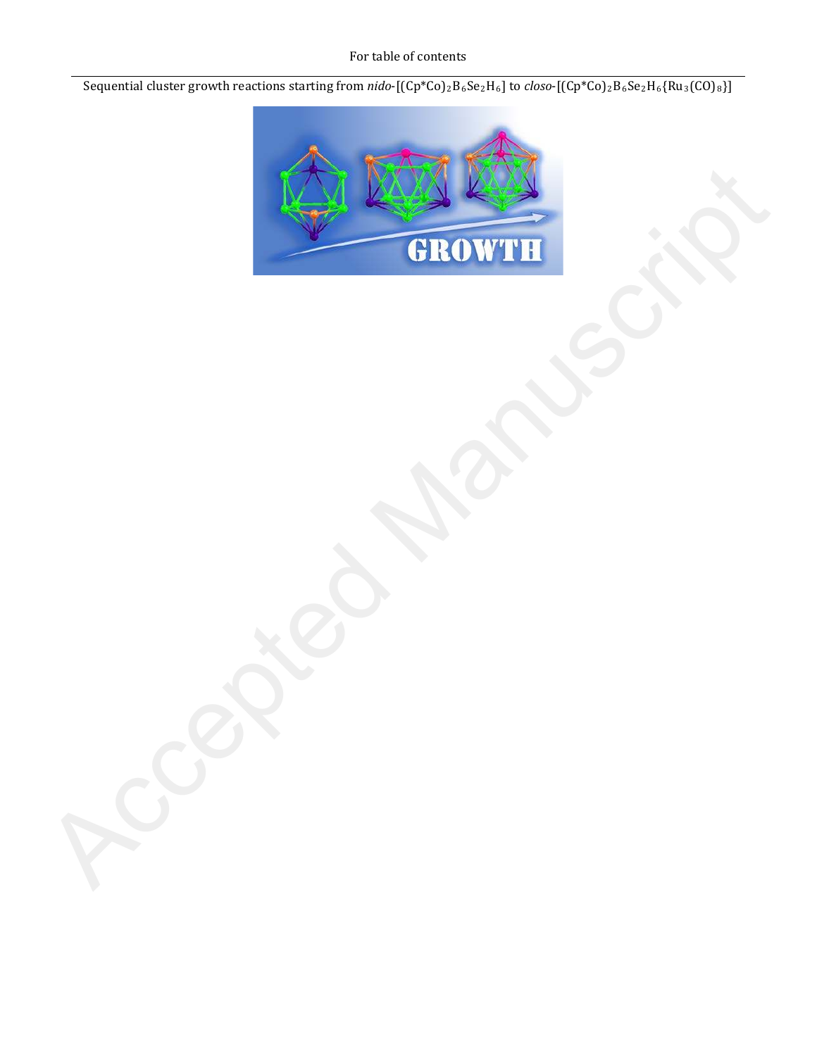For table of contents

Sequential cluster growth reactions starting from *nido*-$[(Cp^*Co)_2B_6Se_2H_6]$ to *closo*-$[(Cp^*Co)_2B_6Se_2H_6\{Ru_3(CO)_8\}]$

GROWTH